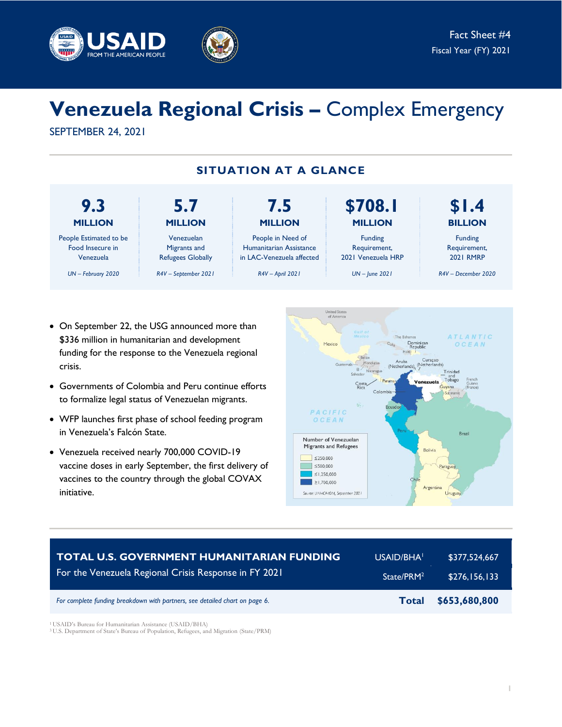USAID FROM THE AMERICAN PEOPLE

Fact Sheet #4
Fiscal Year (FY) 2021

# Venezuela Regional Crisis – Complex Emergency

SEPTEMBER 24, 2021

## SITUATION AT A GLANCE

| 9.3 MILLION | 5.7 MILLION | 7.5 MILLION | $708.1 MILLION | $1.4 BILLION |
|---|---|---|---|---|
| People Estimated to be Food Insecure in Venezuela | Venezuelan Migrants and Refugees Globally | People in Need of Humanitarian Assistance in LAC-Venezuela affected | Funding Requirement, 2021 Venezuela HRP | Funding Requirement, 2021 RMRP |
| *UN – February 2020* | *R4V – September 2021* | *R4V – April 2021* | *UN – June 2021* | *R4V – December 2020* |

- On September 22, the USG announced more than $336 million in humanitarian and development funding for the response to the Venezuela regional crisis.
- Governments of Colombia and Peru continue efforts to formalize legal status of Venezuelan migrants.
- WFP launches first phase of school feeding program in Venezuela's Falcón State.
- Venezuela received nearly 700,000 COVID-19 vaccine doses in early September, the first delivery of vaccines to the country through the global COVAX initiative.

Number of Venezuelan Migrants and Refugees: ≤250,000; ≤500,000; ≤1,250,000; ≥1,700,000

Source: UNHCR-IOM, September 2021

| TOTAL U.S. GOVERNMENT HUMANITARIAN FUNDING For the Venezuela Regional Crisis Response in FY 2021 | | |
|---|---|---|
| | USAID/BHA[1] | $377,524,667 |
| | State/PRM[2] | $276,156,133 |
| *For complete funding breakdown with partners, see detailed chart on page 6.* | **Total** | **$653,680,800** |

[1] USAID's Bureau for Humanitarian Assistance (USAID/BHA)
[2] U.S. Department of State's Bureau of Population, Refugees, and Migration (State/PRM)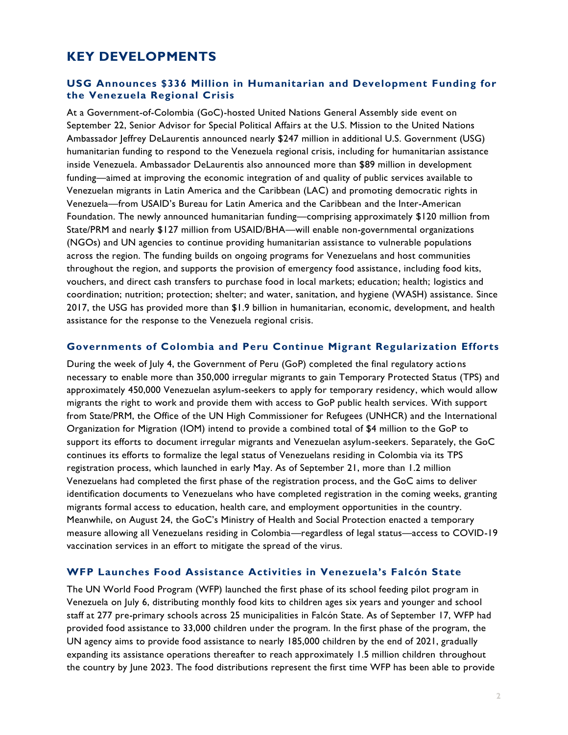# KEY DEVELOPMENTS

### USG Announces $336 Million in Humanitarian and Development Funding for the Venezuela Regional Crisis

At a Government-of-Colombia (GoC)-hosted United Nations General Assembly side event on September 22, Senior Advisor for Special Political Affairs at the U.S. Mission to the United Nations Ambassador Jeffrey DeLaurentis announced nearly $247 million in additional U.S. Government (USG) humanitarian funding to respond to the Venezuela regional crisis, including for humanitarian assistance inside Venezuela. Ambassador DeLaurentis also announced more than $89 million in development funding—aimed at improving the economic integration of and quality of public services available to Venezuelan migrants in Latin America and the Caribbean (LAC) and promoting democratic rights in Venezuela—from USAID's Bureau for Latin America and the Caribbean and the Inter-American Foundation. The newly announced humanitarian funding—comprising approximately $120 million from State/PRM and nearly $127 million from USAID/BHA—will enable non-governmental organizations (NGOs) and UN agencies to continue providing humanitarian assistance to vulnerable populations across the region. The funding builds on ongoing programs for Venezuelans and host communities throughout the region, and supports the provision of emergency food assistance, including food kits, vouchers, and direct cash transfers to purchase food in local markets; education; health; logistics and coordination; nutrition; protection; shelter; and water, sanitation, and hygiene (WASH) assistance. Since 2017, the USG has provided more than $1.9 billion in humanitarian, economic, development, and health assistance for the response to the Venezuela regional crisis.

### Governments of Colombia and Peru Continue Migrant Regularization Efforts

During the week of July 4, the Government of Peru (GoP) completed the final regulatory actions necessary to enable more than 350,000 irregular migrants to gain Temporary Protected Status (TPS) and approximately 450,000 Venezuelan asylum-seekers to apply for temporary residency, which would allow migrants the right to work and provide them with access to GoP public health services. With support from State/PRM, the Office of the UN High Commissioner for Refugees (UNHCR) and the International Organization for Migration (IOM) intend to provide a combined total of $4 million to the GoP to support its efforts to document irregular migrants and Venezuelan asylum-seekers. Separately, the GoC continues its efforts to formalize the legal status of Venezuelans residing in Colombia via its TPS registration process, which launched in early May. As of September 21, more than 1.2 million Venezuelans had completed the first phase of the registration process, and the GoC aims to deliver identification documents to Venezuelans who have completed registration in the coming weeks, granting migrants formal access to education, health care, and employment opportunities in the country. Meanwhile, on August 24, the GoC's Ministry of Health and Social Protection enacted a temporary measure allowing all Venezuelans residing in Colombia—regardless of legal status—access to COVID-19 vaccination services in an effort to mitigate the spread of the virus.

### WFP Launches Food Assistance Activities in Venezuela's Falcón State

The UN World Food Program (WFP) launched the first phase of its school feeding pilot program in Venezuela on July 6, distributing monthly food kits to children ages six years and younger and school staff at 277 pre-primary schools across 25 municipalities in Falcón State. As of September 17, WFP had provided food assistance to 33,000 children under the program. In the first phase of the program, the UN agency aims to provide food assistance to nearly 185,000 children by the end of 2021, gradually expanding its assistance operations thereafter to reach approximately 1.5 million children throughout the country by June 2023. The food distributions represent the first time WFP has been able to provide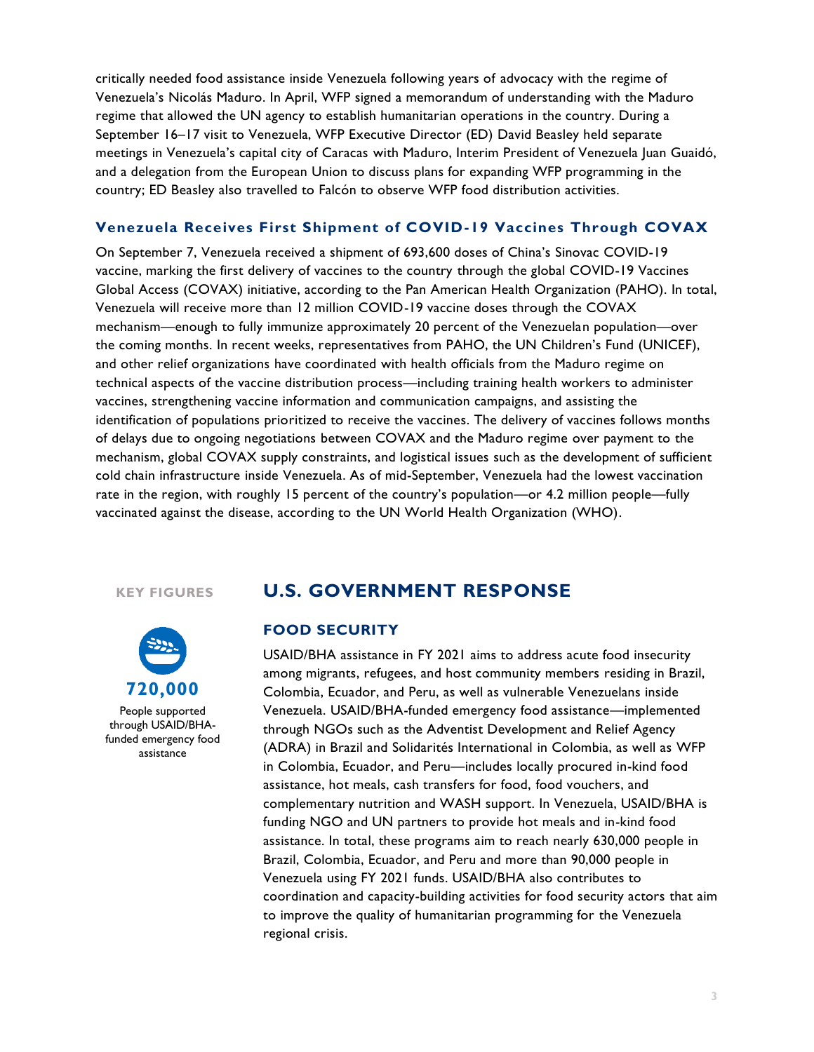critically needed food assistance inside Venezuela following years of advocacy with the regime of Venezuela's Nicolás Maduro. In April, WFP signed a memorandum of understanding with the Maduro regime that allowed the UN agency to establish humanitarian operations in the country. During a September 16–17 visit to Venezuela, WFP Executive Director (ED) David Beasley held separate meetings in Venezuela's capital city of Caracas with Maduro, Interim President of Venezuela Juan Guaidó, and a delegation from the European Union to discuss plans for expanding WFP programming in the country; ED Beasley also travelled to Falcón to observe WFP food distribution activities.

### Venezuela Receives First Shipment of COVID-19 Vaccines Through COVAX

On September 7, Venezuela received a shipment of 693,600 doses of China's Sinovac COVID-19 vaccine, marking the first delivery of vaccines to the country through the global COVID-19 Vaccines Global Access (COVAX) initiative, according to the Pan American Health Organization (PAHO). In total, Venezuela will receive more than 12 million COVID-19 vaccine doses through the COVAX mechanism—enough to fully immunize approximately 20 percent of the Venezuelan population—over the coming months. In recent weeks, representatives from PAHO, the UN Children's Fund (UNICEF), and other relief organizations have coordinated with health officials from the Maduro regime on technical aspects of the vaccine distribution process—including training health workers to administer vaccines, strengthening vaccine information and communication campaigns, and assisting the identification of populations prioritized to receive the vaccines. The delivery of vaccines follows months of delays due to ongoing negotiations between COVAX and the Maduro regime over payment to the mechanism, global COVAX supply constraints, and logistical issues such as the development of sufficient cold chain infrastructure inside Venezuela. As of mid-September, Venezuela had the lowest vaccination rate in the region, with roughly 15 percent of the country's population—or 4.2 million people—fully vaccinated against the disease, according to the UN World Health Organization (WHO).

## U.S. GOVERNMENT RESPONSE

**KEY FIGURES**

**720,000**

People supported through USAID/BHA-funded emergency food assistance

### FOOD SECURITY

USAID/BHA assistance in FY 2021 aims to address acute food insecurity among migrants, refugees, and host community members residing in Brazil, Colombia, Ecuador, and Peru, as well as vulnerable Venezuelans inside Venezuela. USAID/BHA-funded emergency food assistance—implemented through NGOs such as the Adventist Development and Relief Agency (ADRA) in Brazil and Solidarités International in Colombia, as well as WFP in Colombia, Ecuador, and Peru—includes locally procured in-kind food assistance, hot meals, cash transfers for food, food vouchers, and complementary nutrition and WASH support. In Venezuela, USAID/BHA is funding NGO and UN partners to provide hot meals and in-kind food assistance. In total, these programs aim to reach nearly 630,000 people in Brazil, Colombia, Ecuador, and Peru and more than 90,000 people in Venezuela using FY 2021 funds. USAID/BHA also contributes to coordination and capacity-building activities for food security actors that aim to improve the quality of humanitarian programming for the Venezuela regional crisis.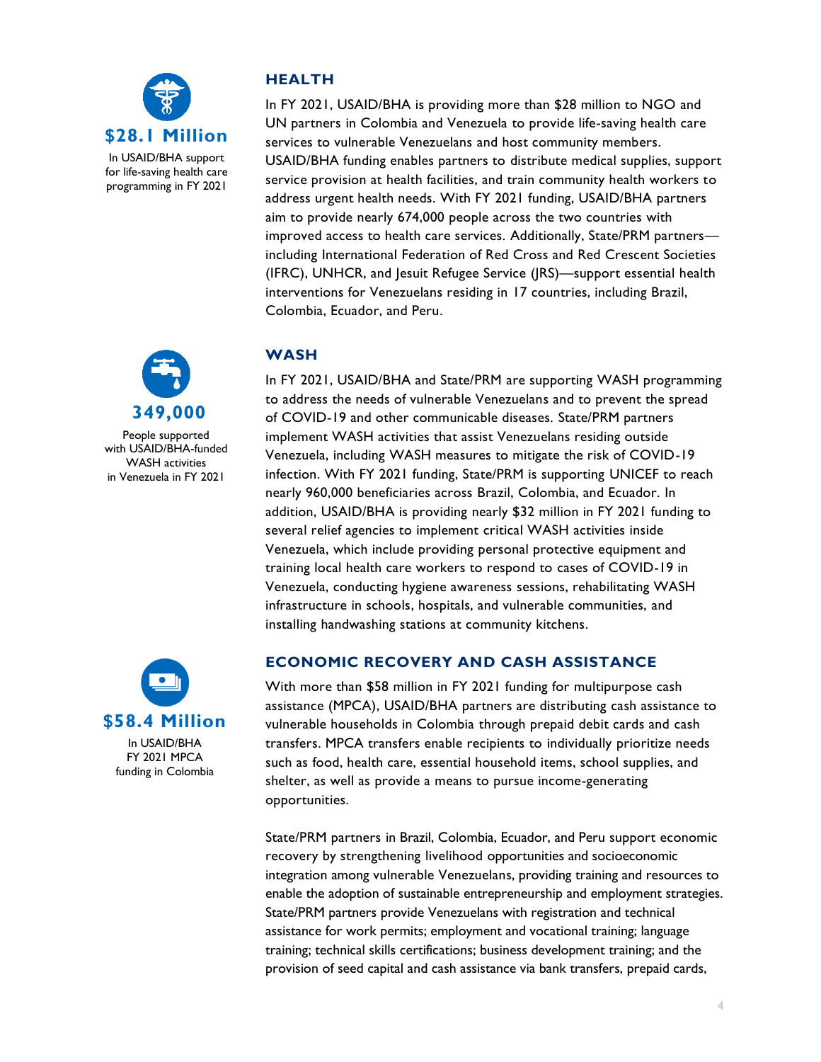**$28.1 Million**

In USAID/BHA support for life-saving health care programming in FY 2021

## HEALTH

In FY 2021, USAID/BHA is providing more than $28 million to NGO and UN partners in Colombia and Venezuela to provide life-saving health care services to vulnerable Venezuelans and host community members. USAID/BHA funding enables partners to distribute medical supplies, support service provision at health facilities, and train community health workers to address urgent health needs. With FY 2021 funding, USAID/BHA partners aim to provide nearly 674,000 people across the two countries with improved access to health care services. Additionally, State/PRM partners—including International Federation of Red Cross and Red Crescent Societies (IFRC), UNHCR, and Jesuit Refugee Service (JRS)—support essential health interventions for Venezuelans residing in 17 countries, including Brazil, Colombia, Ecuador, and Peru.

**349,000**

People supported with USAID/BHA-funded WASH activities in Venezuela in FY 2021

## WASH

In FY 2021, USAID/BHA and State/PRM are supporting WASH programming to address the needs of vulnerable Venezuelans and to prevent the spread of COVID-19 and other communicable diseases. State/PRM partners implement WASH activities that assist Venezuelans residing outside Venezuela, including WASH measures to mitigate the risk of COVID-19 infection. With FY 2021 funding, State/PRM is supporting UNICEF to reach nearly 960,000 beneficiaries across Brazil, Colombia, and Ecuador. In addition, USAID/BHA is providing nearly $32 million in FY 2021 funding to several relief agencies to implement critical WASH activities inside Venezuela, which include providing personal protective equipment and training local health care workers to respond to cases of COVID-19 in Venezuela, conducting hygiene awareness sessions, rehabilitating WASH infrastructure in schools, hospitals, and vulnerable communities, and installing handwashing stations at community kitchens.

**$58.4 Million**

In USAID/BHA FY 2021 MPCA funding in Colombia

## ECONOMIC RECOVERY AND CASH ASSISTANCE

With more than $58 million in FY 2021 funding for multipurpose cash assistance (MPCA), USAID/BHA partners are distributing cash assistance to vulnerable households in Colombia through prepaid debit cards and cash transfers. MPCA transfers enable recipients to individually prioritize needs such as food, health care, essential household items, school supplies, and shelter, as well as provide a means to pursue income-generating opportunities.

State/PRM partners in Brazil, Colombia, Ecuador, and Peru support economic recovery by strengthening livelihood opportunities and socioeconomic integration among vulnerable Venezuelans, providing training and resources to enable the adoption of sustainable entrepreneurship and employment strategies. State/PRM partners provide Venezuelans with registration and technical assistance for work permits; employment and vocational training; language training; technical skills certifications; business development training; and the provision of seed capital and cash assistance via bank transfers, prepaid cards,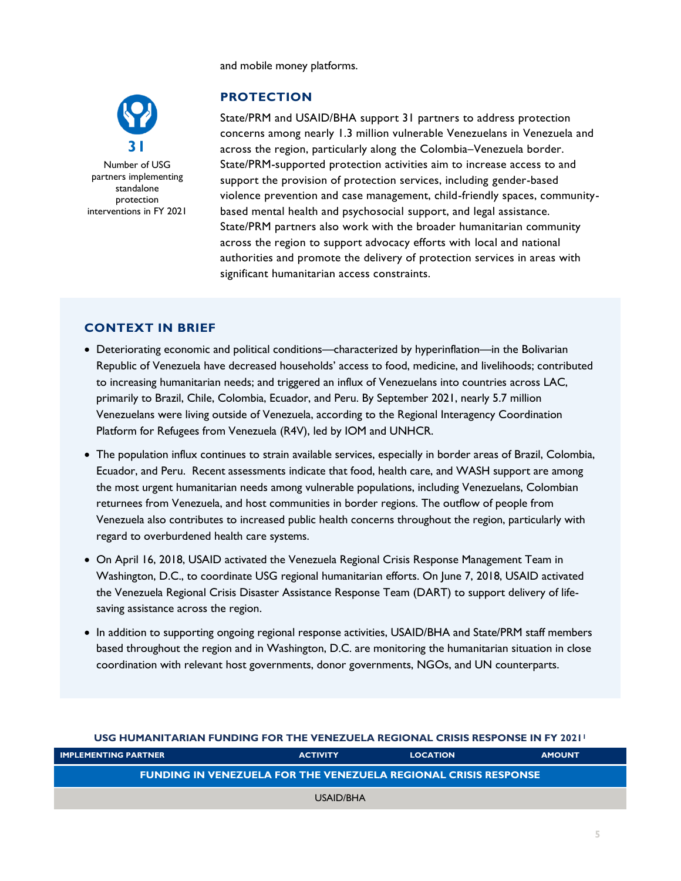and mobile money platforms.

## PROTECTION

**31**

Number of USG partners implementing standalone protection interventions in FY 2021

State/PRM and USAID/BHA support 31 partners to address protection concerns among nearly 1.3 million vulnerable Venezuelans in Venezuela and across the region, particularly along the Colombia–Venezuela border. State/PRM-supported protection activities aim to increase access to and support the provision of protection services, including gender-based violence prevention and case management, child-friendly spaces, community-based mental health and psychosocial support, and legal assistance. State/PRM partners also work with the broader humanitarian community across the region to support advocacy efforts with local and national authorities and promote the delivery of protection services in areas with significant humanitarian access constraints.

## CONTEXT IN BRIEF

- Deteriorating economic and political conditions—characterized by hyperinflation—in the Bolivarian Republic of Venezuela have decreased households' access to food, medicine, and livelihoods; contributed to increasing humanitarian needs; and triggered an influx of Venezuelans into countries across LAC, primarily to Brazil, Chile, Colombia, Ecuador, and Peru. By September 2021, nearly 5.7 million Venezuelans were living outside of Venezuela, according to the Regional Interagency Coordination Platform for Refugees from Venezuela (R4V), led by IOM and UNHCR.
- The population influx continues to strain available services, especially in border areas of Brazil, Colombia, Ecuador, and Peru. Recent assessments indicate that food, health care, and WASH support are among the most urgent humanitarian needs among vulnerable populations, including Venezuelans, Colombian returnees from Venezuela, and host communities in border regions. The outflow of people from Venezuela also contributes to increased public health concerns throughout the region, particularly with regard to overburdened health care systems.
- On April 16, 2018, USAID activated the Venezuela Regional Crisis Response Management Team in Washington, D.C., to coordinate USG regional humanitarian efforts. On June 7, 2018, USAID activated the Venezuela Regional Crisis Disaster Assistance Response Team (DART) to support delivery of life-saving assistance across the region.
- In addition to supporting ongoing regional response activities, USAID/BHA and State/PRM staff members based throughout the region and in Washington, D.C. are monitoring the humanitarian situation in close coordination with relevant host governments, donor governments, NGOs, and UN counterparts.

### USG HUMANITARIAN FUNDING FOR THE VENEZUELA REGIONAL CRISIS RESPONSE IN FY 2021[1]

| IMPLEMENTING PARTNER | ACTIVITY | LOCATION | AMOUNT |
|---|---|---|---|
| **FUNDING IN VENEZUELA FOR THE VENEZUELA REGIONAL CRISIS RESPONSE** | | | |
| USAID/BHA | | | |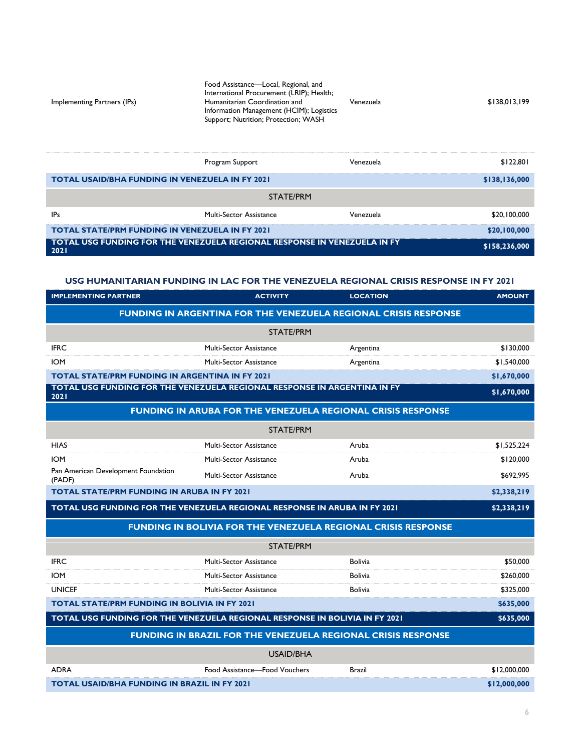| | | | |
|---|---|---|---|
| Implementing Partners (IPs) | Food Assistance—Local, Regional, and International Procurement (LRIP); Health; Humanitarian Coordination and Information Management (HCIM); Logistics Support; Nutrition; Protection; WASH | Venezuela | $138,013,199 |
| | Program Support | Venezuela | $122,801 |
| **TOTAL USAID/BHA FUNDING IN VENEZUELA IN FY 2021** | | | **$138,136,000** |
| | **STATE/PRM** | | |
| IPs | Multi-Sector Assistance | Venezuela | $20,100,000 |
| **TOTAL STATE/PRM FUNDING IN VENEZUELA IN FY 2021** | | | **$20,100,000** |
| **TOTAL USG FUNDING FOR THE VENEZUELA REGIONAL RESPONSE IN VENEZUELA IN FY 2021** | | | **$158,236,000** |

### USG HUMANITARIAN FUNDING IN LAC FOR THE VENEZUELA REGIONAL CRISIS RESPONSE IN FY 2021

| IMPLEMENTING PARTNER | ACTIVITY | LOCATION | AMOUNT |
|---|---|---|---|
| **FUNDING IN ARGENTINA FOR THE VENEZUELA REGIONAL CRISIS RESPONSE** | | | |
| | **STATE/PRM** | | |
| IFRC | Multi-Sector Assistance | Argentina | $130,000 |
| IOM | Multi-Sector Assistance | Argentina | $1,540,000 |
| **TOTAL STATE/PRM FUNDING IN ARGENTINA IN FY 2021** | | | **$1,670,000** |
| **TOTAL USG FUNDING FOR THE VENEZUELA REGIONAL RESPONSE IN ARGENTINA IN FY 2021** | | | **$1,670,000** |
| **FUNDING IN ARUBA FOR THE VENEZUELA REGIONAL CRISIS RESPONSE** | | | |
| | **STATE/PRM** | | |
| HIAS | Multi-Sector Assistance | Aruba | $1,525,224 |
| IOM | Multi-Sector Assistance | Aruba | $120,000 |
| Pan American Development Foundation (PADF) | Multi-Sector Assistance | Aruba | $692,995 |
| **TOTAL STATE/PRM FUNDING IN ARUBA IN FY 2021** | | | **$2,338,219** |
| **TOTAL USG FUNDING FOR THE VENEZUELA REGIONAL RESPONSE IN ARUBA IN FY 2021** | | | **$2,338,219** |
| **FUNDING IN BOLIVIA FOR THE VENEZUELA REGIONAL CRISIS RESPONSE** | | | |
| | **STATE/PRM** | | |
| IFRC | Multi-Sector Assistance | Bolivia | $50,000 |
| IOM | Multi-Sector Assistance | Bolivia | $260,000 |
| UNICEF | Multi-Sector Assistance | Bolivia | $325,000 |
| **TOTAL STATE/PRM FUNDING IN BOLIVIA IN FY 2021** | | | **$635,000** |
| **TOTAL USG FUNDING FOR THE VENEZUELA REGIONAL RESPONSE IN BOLIVIA IN FY 2021** | | | **$635,000** |
| **FUNDING IN BRAZIL FOR THE VENEZUELA REGIONAL CRISIS RESPONSE** | | | |
| | **USAID/BHA** | | |
| ADRA | Food Assistance—Food Vouchers | Brazil | $12,000,000 |
| **TOTAL USAID/BHA FUNDING IN BRAZIL IN FY 2021** | | | **$12,000,000** |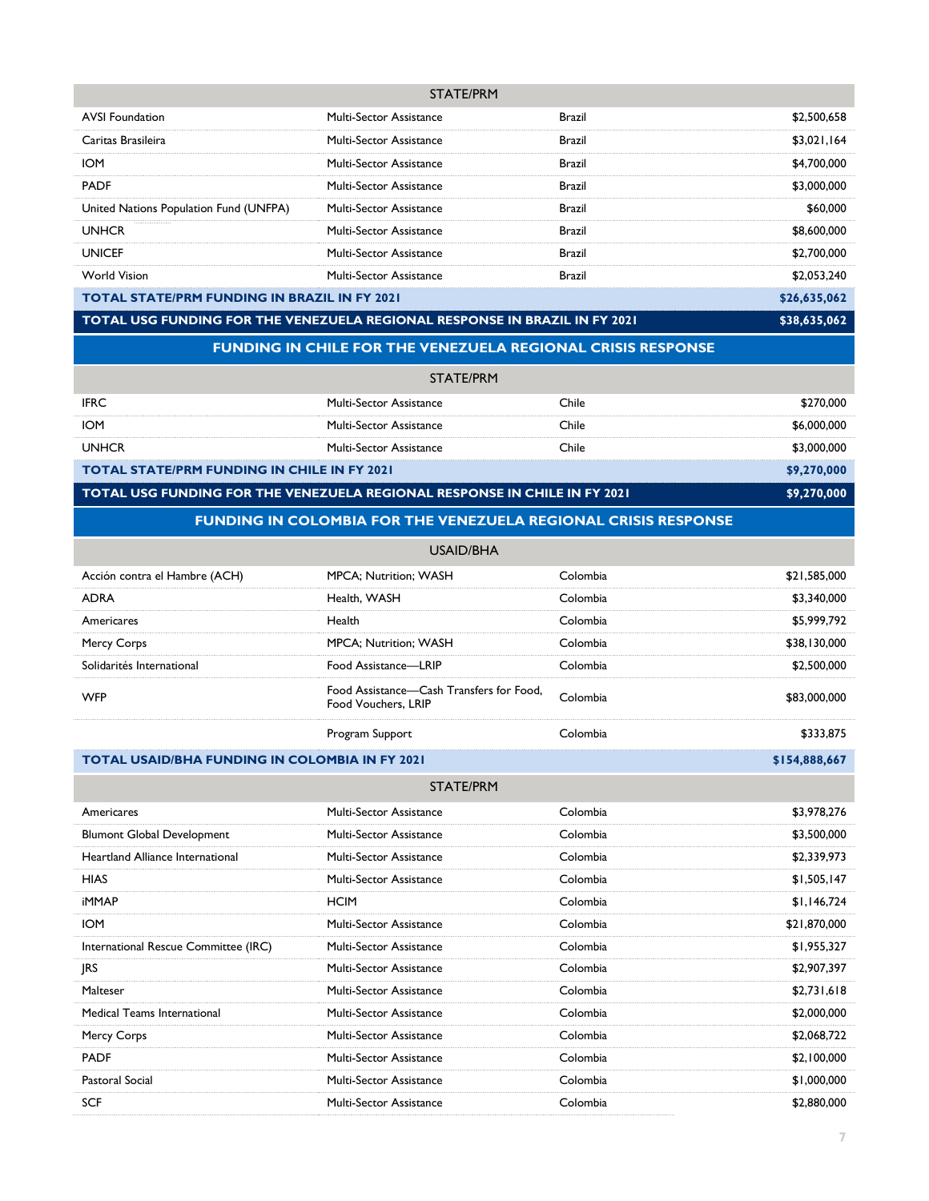| | | | |
|---|---|---|---|
| **STATE/PRM** | | | |
| AVSI Foundation | Multi-Sector Assistance | Brazil | $2,500,658 |
| Caritas Brasileira | Multi-Sector Assistance | Brazil | $3,021,164 |
| IOM | Multi-Sector Assistance | Brazil | $4,700,000 |
| PADF | Multi-Sector Assistance | Brazil | $3,000,000 |
| United Nations Population Fund (UNFPA) | Multi-Sector Assistance | Brazil | $60,000 |
| UNHCR | Multi-Sector Assistance | Brazil | $8,600,000 |
| UNICEF | Multi-Sector Assistance | Brazil | $2,700,000 |
| World Vision | Multi-Sector Assistance | Brazil | $2,053,240 |
| **TOTAL STATE/PRM FUNDING IN BRAZIL IN FY 2021** | | | **$26,635,062** |
| **TOTAL USG FUNDING FOR THE VENEZUELA REGIONAL RESPONSE IN BRAZIL IN FY 2021** | | | **$38,635,062** |

## FUNDING IN CHILE FOR THE VENEZUELA REGIONAL CRISIS RESPONSE

| | | | |
|---|---|---|---|
| **STATE/PRM** | | | |
| IFRC | Multi-Sector Assistance | Chile | $270,000 |
| IOM | Multi-Sector Assistance | Chile | $6,000,000 |
| UNHCR | Multi-Sector Assistance | Chile | $3,000,000 |
| **TOTAL STATE/PRM FUNDING IN CHILE IN FY 2021** | | | **$9,270,000** |
| **TOTAL USG FUNDING FOR THE VENEZUELA REGIONAL RESPONSE IN CHILE IN FY 2021** | | | **$9,270,000** |

## FUNDING IN COLOMBIA FOR THE VENEZUELA REGIONAL CRISIS RESPONSE

| | | | |
|---|---|---|---|
| **USAID/BHA** | | | |
| Acción contra el Hambre (ACH) | MPCA; Nutrition; WASH | Colombia | $21,585,000 |
| ADRA | Health, WASH | Colombia | $3,340,000 |
| Americares | Health | Colombia | $5,999,792 |
| Mercy Corps | MPCA; Nutrition; WASH | Colombia | $38,130,000 |
| Solidarités International | Food Assistance—LRIP | Colombia | $2,500,000 |
| WFP | Food Assistance—Cash Transfers for Food, Food Vouchers, LRIP | Colombia | $83,000,000 |
| | Program Support | Colombia | $333,875 |
| **TOTAL USAID/BHA FUNDING IN COLOMBIA IN FY 2021** | | | **$154,888,667** |
| **STATE/PRM** | | | |
| Americares | Multi-Sector Assistance | Colombia | $3,978,276 |
| Blumont Global Development | Multi-Sector Assistance | Colombia | $3,500,000 |
| Heartland Alliance International | Multi-Sector Assistance | Colombia | $2,339,973 |
| HIAS | Multi-Sector Assistance | Colombia | $1,505,147 |
| iMMAP | HCIM | Colombia | $1,146,724 |
| IOM | Multi-Sector Assistance | Colombia | $21,870,000 |
| International Rescue Committee (IRC) | Multi-Sector Assistance | Colombia | $1,955,327 |
| JRS | Multi-Sector Assistance | Colombia | $2,907,397 |
| Malteser | Multi-Sector Assistance | Colombia | $2,731,618 |
| Medical Teams International | Multi-Sector Assistance | Colombia | $2,000,000 |
| Mercy Corps | Multi-Sector Assistance | Colombia | $2,068,722 |
| PADF | Multi-Sector Assistance | Colombia | $2,100,000 |
| Pastoral Social | Multi-Sector Assistance | Colombia | $1,000,000 |
| SCF | Multi-Sector Assistance | Colombia | $2,880,000 |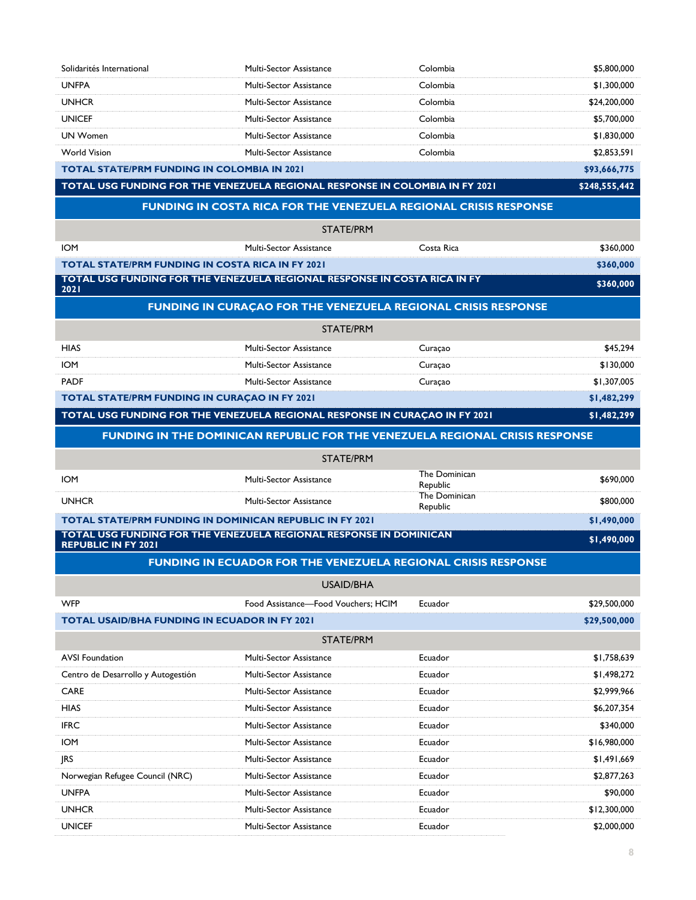| | | | |
|---|---|---|---|
| Solidarités International | Multi-Sector Assistance | Colombia | $5,800,000 |
| UNFPA | Multi-Sector Assistance | Colombia | $1,300,000 |
| UNHCR | Multi-Sector Assistance | Colombia | $24,200,000 |
| UNICEF | Multi-Sector Assistance | Colombia | $5,700,000 |
| UN Women | Multi-Sector Assistance | Colombia | $1,830,000 |
| World Vision | Multi-Sector Assistance | Colombia | $2,853,591 |
| **TOTAL STATE/PRM FUNDING IN COLOMBIA IN 2021** | | | **$93,666,775** |
| **TOTAL USG FUNDING FOR THE VENEZUELA REGIONAL RESPONSE IN COLOMBIA IN FY 2021** | | | **$248,555,442** |

**FUNDING IN COSTA RICA FOR THE VENEZUELA REGIONAL CRISIS RESPONSE**

| STATE/PRM | | | |
|---|---|---|---|
| IOM | Multi-Sector Assistance | Costa Rica | $360,000 |
| **TOTAL STATE/PRM FUNDING IN COSTA RICA IN FY 2021** | | | **$360,000** |
| **TOTAL USG FUNDING FOR THE VENEZUELA REGIONAL RESPONSE IN COSTA RICA IN FY 2021** | | | **$360,000** |

**FUNDING IN CURAÇAO FOR THE VENEZUELA REGIONAL CRISIS RESPONSE**

| STATE/PRM | | | |
|---|---|---|---|
| HIAS | Multi-Sector Assistance | Curaçao | $45,294 |
| IOM | Multi-Sector Assistance | Curaçao | $130,000 |
| PADF | Multi-Sector Assistance | Curaçao | $1,307,005 |
| **TOTAL STATE/PRM FUNDING IN CURAÇAO IN FY 2021** | | | **$1,482,299** |
| **TOTAL USG FUNDING FOR THE VENEZUELA REGIONAL RESPONSE IN CURAÇAO IN FY 2021** | | | **$1,482,299** |

**FUNDING IN THE DOMINICAN REPUBLIC FOR THE VENEZUELA REGIONAL CRISIS RESPONSE**

| STATE/PRM | | | |
|---|---|---|---|
| IOM | Multi-Sector Assistance | The Dominican Republic | $690,000 |
| UNHCR | Multi-Sector Assistance | The Dominican Republic | $800,000 |
| **TOTAL STATE/PRM FUNDING IN DOMINICAN REPUBLIC IN FY 2021** | | | **$1,490,000** |
| **TOTAL USG FUNDING FOR THE VENEZUELA REGIONAL RESPONSE IN DOMINICAN REPUBLIC IN FY 2021** | | | **$1,490,000** |

**FUNDING IN ECUADOR FOR THE VENEZUELA REGIONAL CRISIS RESPONSE**

| USAID/BHA | | | |
|---|---|---|---|
| WFP | Food Assistance—Food Vouchers; HCIM | Ecuador | $29,500,000 |
| **TOTAL USAID/BHA FUNDING IN ECUADOR IN FY 2021** | | | **$29,500,000** |
| **STATE/PRM** | | | |
| AVSI Foundation | Multi-Sector Assistance | Ecuador | $1,758,639 |
| Centro de Desarrollo y Autogestión | Multi-Sector Assistance | Ecuador | $1,498,272 |
| CARE | Multi-Sector Assistance | Ecuador | $2,999,966 |
| HIAS | Multi-Sector Assistance | Ecuador | $6,207,354 |
| IFRC | Multi-Sector Assistance | Ecuador | $340,000 |
| IOM | Multi-Sector Assistance | Ecuador | $16,980,000 |
| JRS | Multi-Sector Assistance | Ecuador | $1,491,669 |
| Norwegian Refugee Council (NRC) | Multi-Sector Assistance | Ecuador | $2,877,263 |
| UNFPA | Multi-Sector Assistance | Ecuador | $90,000 |
| UNHCR | Multi-Sector Assistance | Ecuador | $12,300,000 |
| UNICEF | Multi-Sector Assistance | Ecuador | $2,000,000 |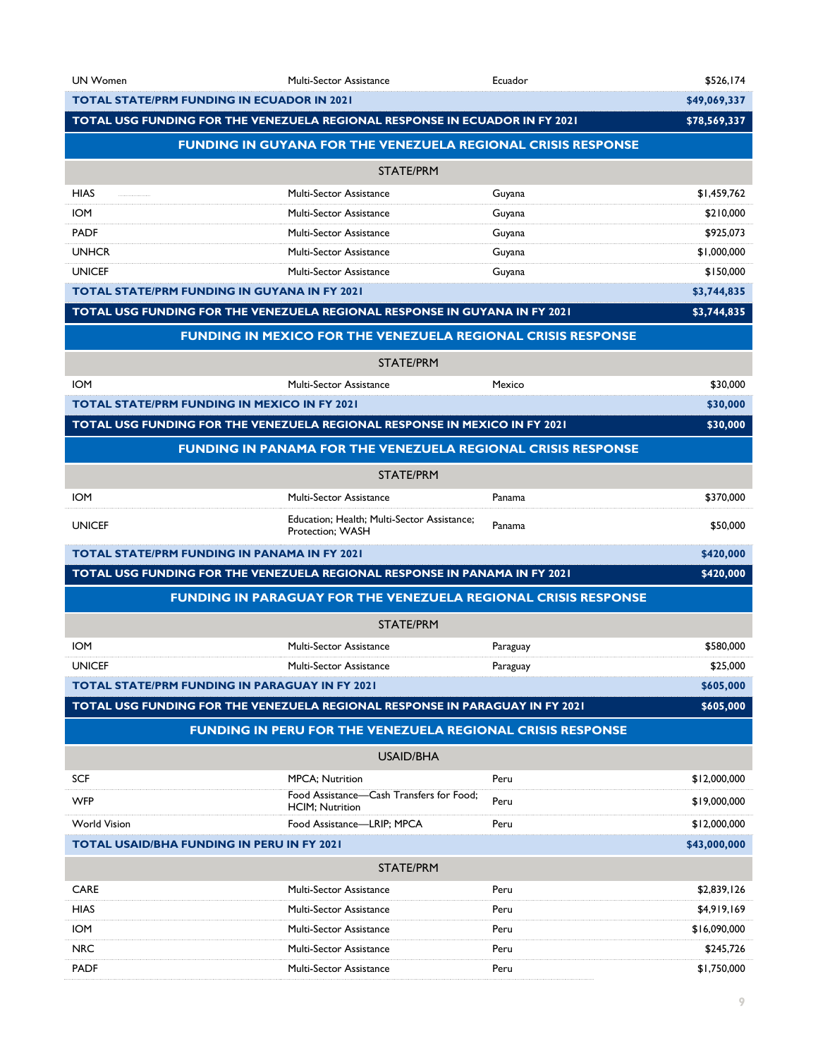| | | | |
|---|---|---|---|
| UN Women | Multi-Sector Assistance | Ecuador | $526,174 |
| **TOTAL STATE/PRM FUNDING IN ECUADOR IN 2021** | | | **$49,069,337** |
| **TOTAL USG FUNDING FOR THE VENEZUELA REGIONAL RESPONSE IN ECUADOR IN FY 2021** | | | **$78,569,337** |
| **FUNDING IN GUYANA FOR THE VENEZUELA REGIONAL CRISIS RESPONSE** | | | |
| STATE/PRM | | | |
| HIAS | Multi-Sector Assistance | Guyana | $1,459,762 |
| IOM | Multi-Sector Assistance | Guyana | $210,000 |
| PADF | Multi-Sector Assistance | Guyana | $925,073 |
| UNHCR | Multi-Sector Assistance | Guyana | $1,000,000 |
| UNICEF | Multi-Sector Assistance | Guyana | $150,000 |
| **TOTAL STATE/PRM FUNDING IN GUYANA IN FY 2021** | | | **$3,744,835** |
| **TOTAL USG FUNDING FOR THE VENEZUELA REGIONAL RESPONSE IN GUYANA IN FY 2021** | | | **$3,744,835** |
| **FUNDING IN MEXICO FOR THE VENEZUELA REGIONAL CRISIS RESPONSE** | | | |
| STATE/PRM | | | |
| IOM | Multi-Sector Assistance | Mexico | $30,000 |
| **TOTAL STATE/PRM FUNDING IN MEXICO IN FY 2021** | | | **$30,000** |
| **TOTAL USG FUNDING FOR THE VENEZUELA REGIONAL RESPONSE IN MEXICO IN FY 2021** | | | **$30,000** |
| **FUNDING IN PANAMA FOR THE VENEZUELA REGIONAL CRISIS RESPONSE** | | | |
| STATE/PRM | | | |
| IOM | Multi-Sector Assistance | Panama | $370,000 |
| UNICEF | Education; Health; Multi-Sector Assistance; Protection; WASH | Panama | $50,000 |
| **TOTAL STATE/PRM FUNDING IN PANAMA IN FY 2021** | | | **$420,000** |
| **TOTAL USG FUNDING FOR THE VENEZUELA REGIONAL RESPONSE IN PANAMA IN FY 2021** | | | **$420,000** |
| **FUNDING IN PARAGUAY FOR THE VENEZUELA REGIONAL CRISIS RESPONSE** | | | |
| STATE/PRM | | | |
| IOM | Multi-Sector Assistance | Paraguay | $580,000 |
| UNICEF | Multi-Sector Assistance | Paraguay | $25,000 |
| **TOTAL STATE/PRM FUNDING IN PARAGUAY IN FY 2021** | | | **$605,000** |
| **TOTAL USG FUNDING FOR THE VENEZUELA REGIONAL RESPONSE IN PARAGUAY IN FY 2021** | | | **$605,000** |
| **FUNDING IN PERU FOR THE VENEZUELA REGIONAL CRISIS RESPONSE** | | | |
| USAID/BHA | | | |
| SCF | MPCA; Nutrition | Peru | $12,000,000 |
| WFP | Food Assistance—Cash Transfers for Food; HCIM; Nutrition | Peru | $19,000,000 |
| World Vision | Food Assistance—LRIP; MPCA | Peru | $12,000,000 |
| **TOTAL USAID/BHA FUNDING IN PERU IN FY 2021** | | | **$43,000,000** |
| STATE/PRM | | | |
| CARE | Multi-Sector Assistance | Peru | $2,839,126 |
| HIAS | Multi-Sector Assistance | Peru | $4,919,169 |
| IOM | Multi-Sector Assistance | Peru | $16,090,000 |
| NRC | Multi-Sector Assistance | Peru | $245,726 |
| PADF | Multi-Sector Assistance | Peru | $1,750,000 |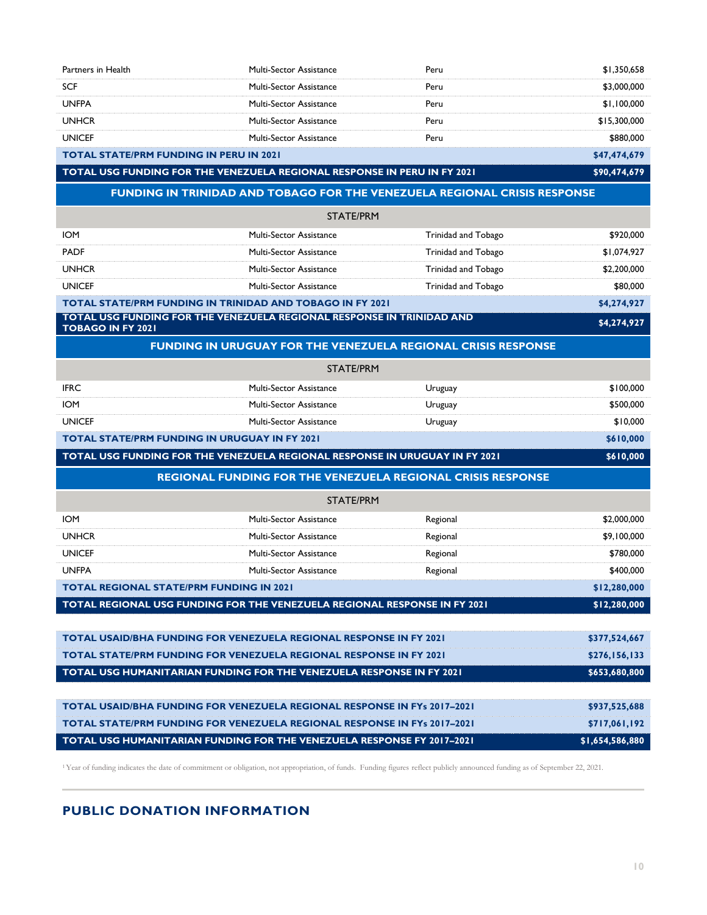| | | | |
|---|---|---|---|
| Partners in Health | Multi-Sector Assistance | Peru | $1,350,658 |
| SCF | Multi-Sector Assistance | Peru | $3,000,000 |
| UNFPA | Multi-Sector Assistance | Peru | $1,100,000 |
| UNHCR | Multi-Sector Assistance | Peru | $15,300,000 |
| UNICEF | Multi-Sector Assistance | Peru | $880,000 |
| **TOTAL STATE/PRM FUNDING IN PERU IN 2021** | | | **$47,474,679** |
| **TOTAL USG FUNDING FOR THE VENEZUELA REGIONAL RESPONSE IN PERU IN FY 2021** | | | **$90,474,679** |
| **FUNDING IN TRINIDAD AND TOBAGO FOR THE VENEZUELA REGIONAL CRISIS RESPONSE** | | | |
| STATE/PRM | | | |
| IOM | Multi-Sector Assistance | Trinidad and Tobago | $920,000 |
| PADF | Multi-Sector Assistance | Trinidad and Tobago | $1,074,927 |
| UNHCR | Multi-Sector Assistance | Trinidad and Tobago | $2,200,000 |
| UNICEF | Multi-Sector Assistance | Trinidad and Tobago | $80,000 |
| **TOTAL STATE/PRM FUNDING IN TRINIDAD AND TOBAGO IN FY 2021** | | | **$4,274,927** |
| **TOTAL USG FUNDING FOR THE VENEZUELA REGIONAL RESPONSE IN TRINIDAD AND TOBAGO IN FY 2021** | | | **$4,274,927** |
| **FUNDING IN URUGUAY FOR THE VENEZUELA REGIONAL CRISIS RESPONSE** | | | |
| STATE/PRM | | | |
| IFRC | Multi-Sector Assistance | Uruguay | $100,000 |
| IOM | Multi-Sector Assistance | Uruguay | $500,000 |
| UNICEF | Multi-Sector Assistance | Uruguay | $10,000 |
| **TOTAL STATE/PRM FUNDING IN URUGUAY IN FY 2021** | | | **$610,000** |
| **TOTAL USG FUNDING FOR THE VENEZUELA REGIONAL RESPONSE IN URUGUAY IN FY 2021** | | | **$610,000** |
| **REGIONAL FUNDING FOR THE VENEZUELA REGIONAL CRISIS RESPONSE** | | | |
| STATE/PRM | | | |
| IOM | Multi-Sector Assistance | Regional | $2,000,000 |
| UNHCR | Multi-Sector Assistance | Regional | $9,100,000 |
| UNICEF | Multi-Sector Assistance | Regional | $780,000 |
| UNFPA | Multi-Sector Assistance | Regional | $400,000 |
| **TOTAL REGIONAL STATE/PRM FUNDING IN 2021** | | | **$12,280,000** |
| **TOTAL REGIONAL USG FUNDING FOR THE VENEZUELA REGIONAL RESPONSE IN FY 2021** | | | **$12,280,000** |

| | |
|---|---|
| **TOTAL USAID/BHA FUNDING FOR VENEZUELA REGIONAL RESPONSE IN FY 2021** | **$377,524,667** |
| **TOTAL STATE/PRM FUNDING FOR VENEZUELA REGIONAL RESPONSE IN FY 2021** | **$276,156,133** |
| **TOTAL USG HUMANITARIAN FUNDING FOR THE VENEZUELA RESPONSE IN FY 2021** | **$653,680,800** |

| | |
|---|---|
| **TOTAL USAID/BHA FUNDING FOR VENEZUELA REGIONAL RESPONSE IN FYs 2017–2021** | **$937,525,688** |
| **TOTAL STATE/PRM FUNDING FOR VENEZUELA REGIONAL RESPONSE IN FYs 2017–2021** | **$717,061,192** |
| **TOTAL USG HUMANITARIAN FUNDING FOR THE VENEZUELA RESPONSE FY 2017–2021** | **$1,654,586,880** |

[1] Year of funding indicates the date of commitment or obligation, not appropriation, of funds. Funding figures reflect publicly announced funding as of September 22, 2021.

## PUBLIC DONATION INFORMATION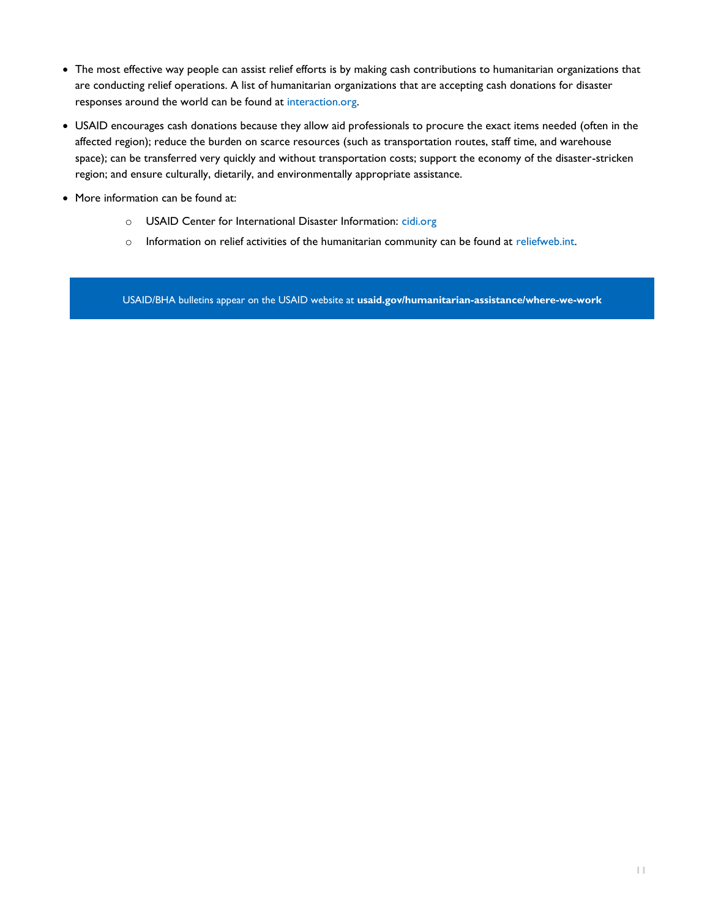- The most effective way people can assist relief efforts is by making cash contributions to humanitarian organizations that are conducting relief operations. A list of humanitarian organizations that are accepting cash donations for disaster responses around the world can be found at interaction.org.
- USAID encourages cash donations because they allow aid professionals to procure the exact items needed (often in the affected region); reduce the burden on scarce resources (such as transportation routes, staff time, and warehouse space); can be transferred very quickly and without transportation costs; support the economy of the disaster-stricken region; and ensure culturally, dietarily, and environmentally appropriate assistance.
- More information can be found at:
  - USAID Center for International Disaster Information: cidi.org
  - Information on relief activities of the humanitarian community can be found at reliefweb.int.

USAID/BHA bulletins appear on the USAID website at **usaid.gov/humanitarian-assistance/where-we-work**